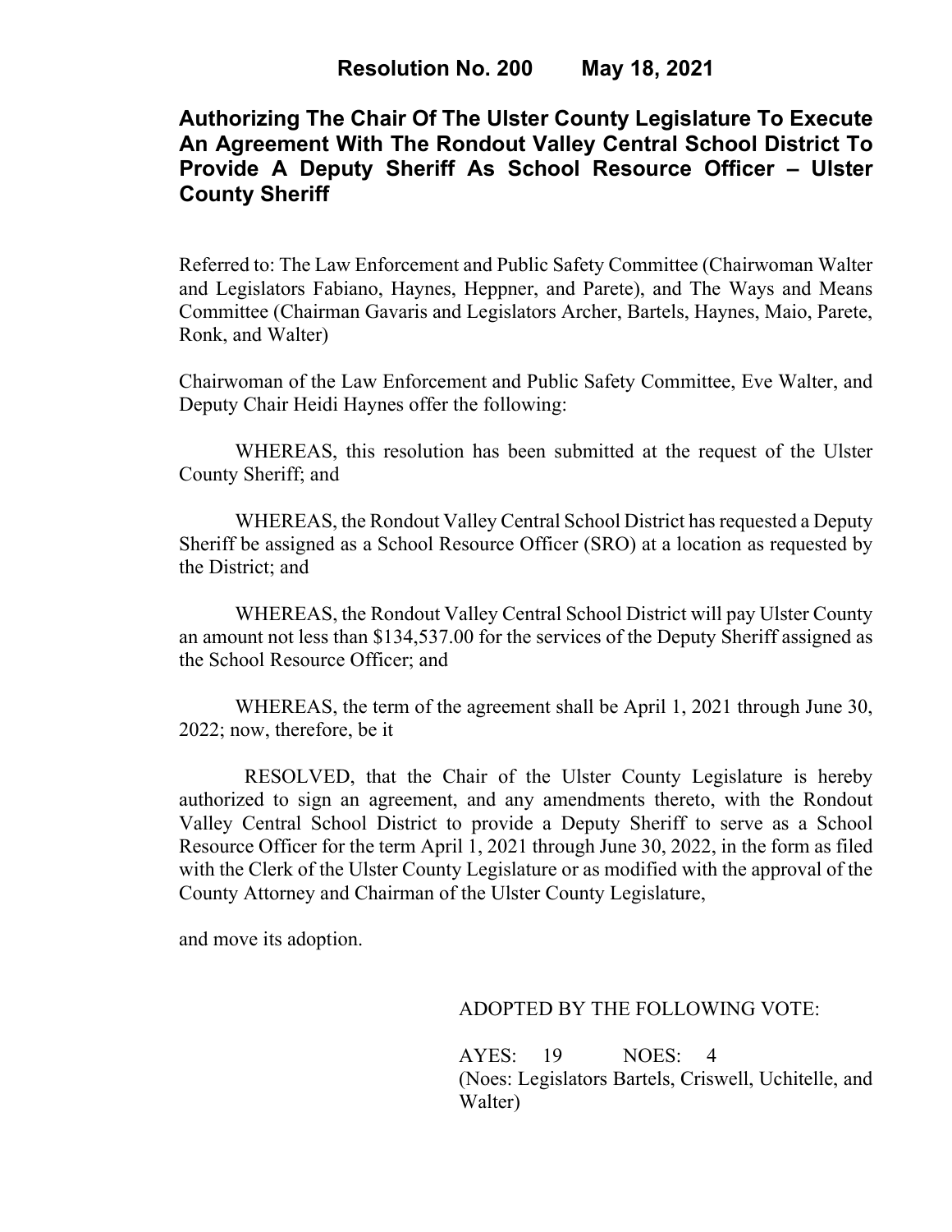**Resolution No. 200 May 18, 2021**

# Authorizing The Chair Of The Ulster County Legislature To Execute An Agreement With The Rondout Valley Central School District To Provide A Deputy Sheriff As School Resource Officer – Ulster County Sheriff

Referred to: The Law Enforcement and Public Safety Committee (Chairwoman Walter and Legislators Fabiano, Haynes, Heppner, and Parete), and The Ways and Means Committee (Chairman Gavaris and Legislators Archer, Bartels, Haynes, Maio, Parete, Ronk, and Walter)

Chairwoman of the Law Enforcement and Public Safety Committee, Eve Walter, and Deputy Chair Heidi Haynes offer the following:

WHEREAS, this resolution has been submitted at the request of the Ulster County Sheriff; and

WHEREAS, the Rondout Valley Central School District has requested a Deputy Sheriff be assigned as a School Resource Officer (SRO) at a location as requested by the District; and

WHEREAS, the Rondout Valley Central School District will pay Ulster County an amount not less than $134,537.00 for the services of the Deputy Sheriff assigned as the School Resource Officer; and

WHEREAS, the term of the agreement shall be April 1, 2021 through June 30, 2022; now, therefore, be it

RESOLVED, that the Chair of the Ulster County Legislature is hereby authorized to sign an agreement, and any amendments thereto, with the Rondout Valley Central School District to provide a Deputy Sheriff to serve as a School Resource Officer for the term April 1, 2021 through June 30, 2022, in the form as filed with the Clerk of the Ulster County Legislature or as modified with the approval of the County Attorney and Chairman of the Ulster County Legislature,

and move its adoption.

ADOPTED BY THE FOLLOWING VOTE:

AYES: 19 NOES: 4
(Noes: Legislators Bartels, Criswell, Uchitelle, and Walter)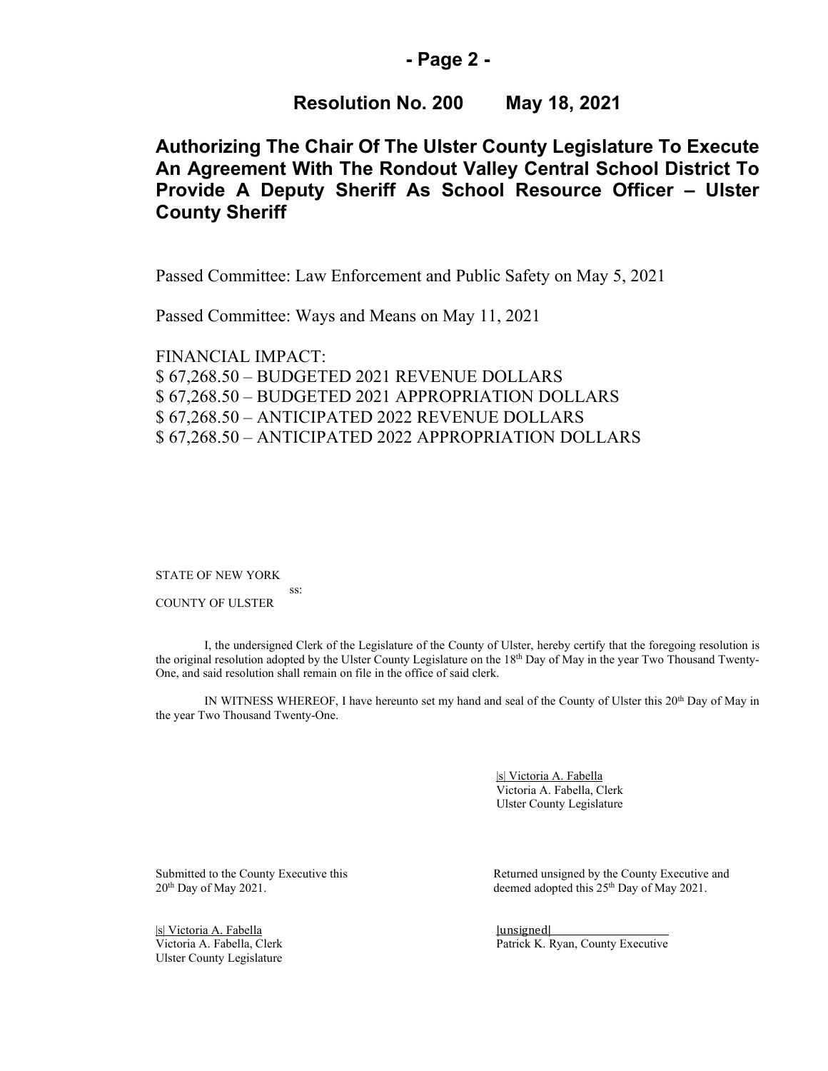## Resolution No. 200 May 18, 2021

## Authorizing The Chair Of The Ulster County Legislature To Execute An Agreement With The Rondout Valley Central School District To Provide A Deputy Sheriff As School Resource Officer – Ulster County Sheriff

Passed Committee: Law Enforcement and Public Safety on May 5, 2021

Passed Committee: Ways and Means on May 11, 2021

FINANCIAL IMPACT:
$ 67,268.50 – BUDGETED 2021 REVENUE DOLLARS
$ 67,268.50 – BUDGETED 2021 APPROPRIATION DOLLARS
$ 67,268.50 – ANTICIPATED 2022 REVENUE DOLLARS
$ 67,268.50 – ANTICIPATED 2022 APPROPRIATION DOLLARS

STATE OF NEW YORK
ss:
COUNTY OF ULSTER

I, the undersigned Clerk of the Legislature of the County of Ulster, hereby certify that the foregoing resolution is the original resolution adopted by the Ulster County Legislature on the 18th Day of May in the year Two Thousand Twenty-One, and said resolution shall remain on file in the office of said clerk.

IN WITNESS WHEREOF, I have hereunto set my hand and seal of the County of Ulster this 20th Day of May in the year Two Thousand Twenty-One.

|s| Victoria A. Fabella
Victoria A. Fabella, Clerk
Ulster County Legislature

Submitted to the County Executive this 20th Day of May 2021.

|s| Victoria A. Fabella
Victoria A. Fabella, Clerk
Ulster County Legislature

Returned unsigned by the County Executive and deemed adopted this 25th Day of May 2021.

|unsigned|
Patrick K. Ryan, County Executive